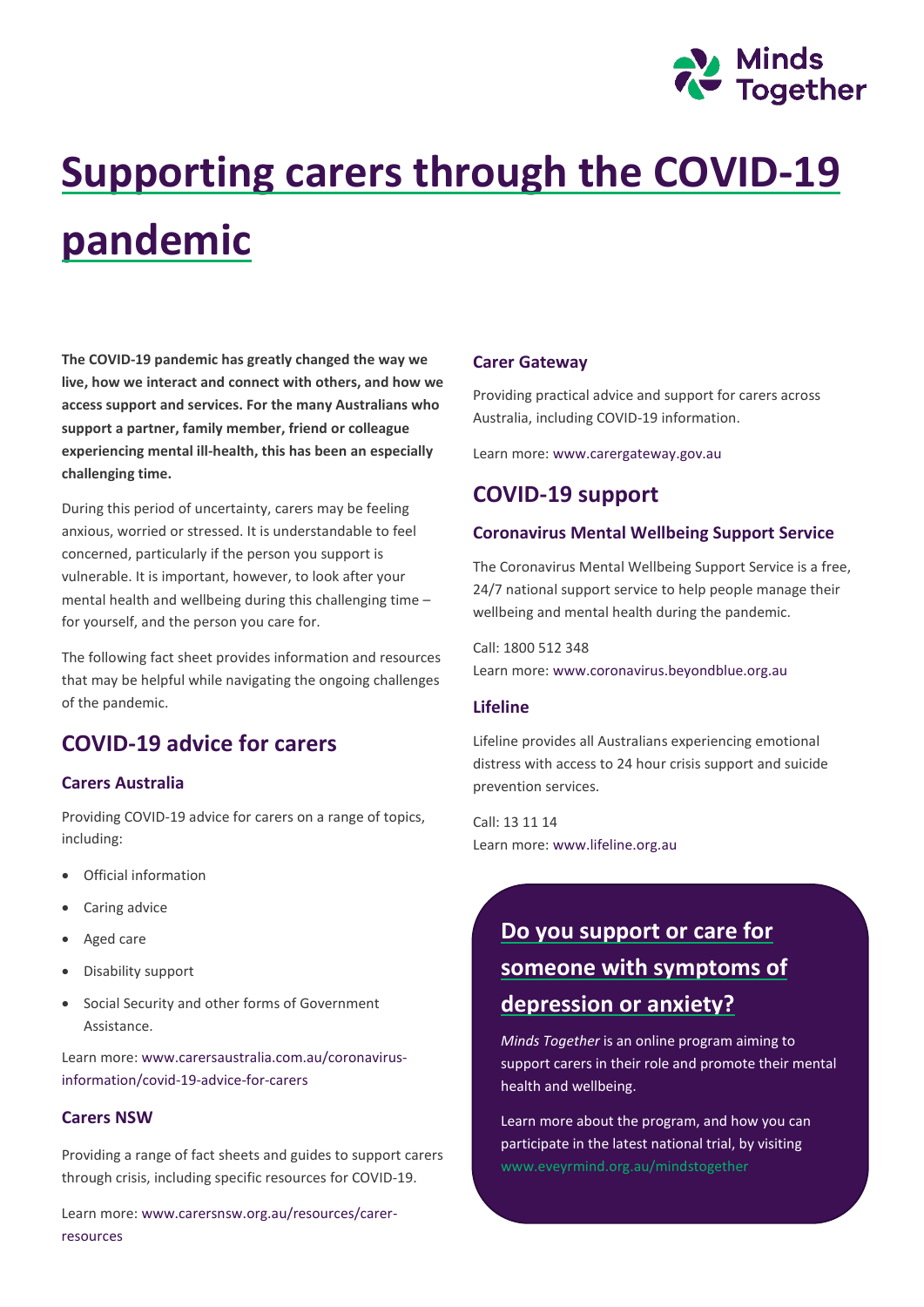# Supporting carers through the COVID-19 pandemic

**The COVID-19 pandemic has greatly changed the way we live, how we interact and connect with others, and how we access support and services. For the many Australians who support a partner, family member, friend or colleague experiencing mental ill-health, this has been an especially challenging time.**

During this period of uncertainty, carers may be feeling anxious, worried or stressed. It is understandable to feel concerned, particularly if the person you support is vulnerable. It is important, however, to look after your mental health and wellbeing during this challenging time – for yourself, and the person you care for.

The following fact sheet provides information and resources that may be helpful while navigating the ongoing challenges of the pandemic.

## COVID-19 advice for carers

### Carers Australia

Providing COVID-19 advice for carers on a range of topics, including:

- Official information
- Caring advice
- Aged care
- Disability support
- Social Security and other forms of Government Assistance.

Learn more: www.carersaustralia.com.au/coronavirus-information/covid-19-advice-for-carers

### Carers NSW

Providing a range of fact sheets and guides to support carers through crisis, including specific resources for COVID-19.

Learn more: www.carersnsw.org.au/resources/carer-resources

### Carer Gateway

Providing practical advice and support for carers across Australia, including COVID-19 information.

Learn more: www.carergateway.gov.au

## COVID-19 support

### Coronavirus Mental Wellbeing Support Service

The Coronavirus Mental Wellbeing Support Service is a free, 24/7 national support service to help people manage their wellbeing and mental health during the pandemic.

Call: 1800 512 348
Learn more: www.coronavirus.beyondblue.org.au

### Lifeline

Lifeline provides all Australians experiencing emotional distress with access to 24 hour crisis support and suicide prevention services.

Call: 13 11 14
Learn more: www.lifeline.org.au

## Do you support or care for someone with symptoms of depression or anxiety?

*Minds Together* is an online program aiming to support carers in their role and promote their mental health and wellbeing.

Learn more about the program, and how you can participate in the latest national trial, by visiting www.eveyrmind.org.au/mindstogether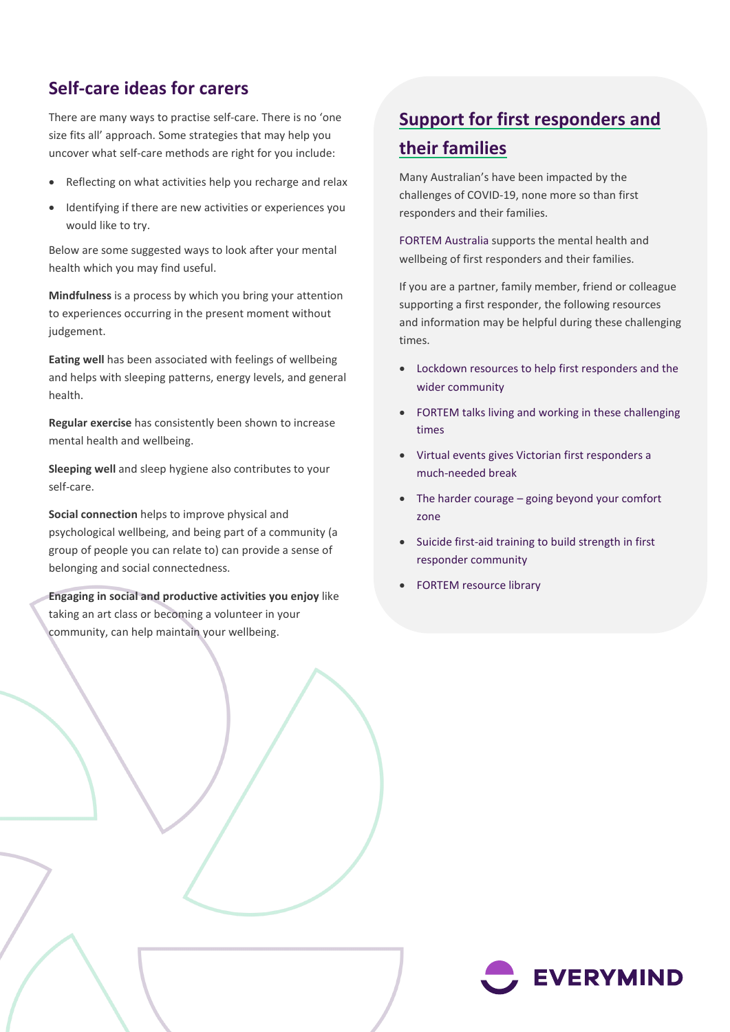## Self-care ideas for carers

There are many ways to practise self-care. There is no 'one size fits all' approach. Some strategies that may help you uncover what self-care methods are right for you include:

- Reflecting on what activities help you recharge and relax
- Identifying if there are new activities or experiences you would like to try.

Below are some suggested ways to look after your mental health which you may find useful.

**Mindfulness** is a process by which you bring your attention to experiences occurring in the present moment without judgement.

**Eating well** has been associated with feelings of wellbeing and helps with sleeping patterns, energy levels, and general health.

**Regular exercise** has consistently been shown to increase mental health and wellbeing.

**Sleeping well** and sleep hygiene also contributes to your self-care.

**Social connection** helps to improve physical and psychological wellbeing, and being part of a community (a group of people you can relate to) can provide a sense of belonging and social connectedness.

**Engaging in social and productive activities you enjoy** like taking an art class or becoming a volunteer in your community, can help maintain your wellbeing.

## Support for first responders and their families

Many Australian's have been impacted by the challenges of COVID-19, none more so than first responders and their families.

FORTEM Australia supports the mental health and wellbeing of first responders and their families.

If you are a partner, family member, friend or colleague supporting a first responder, the following resources and information may be helpful during these challenging times.

- Lockdown resources to help first responders and the wider community
- FORTEM talks living and working in these challenging times
- Virtual events gives Victorian first responders a much-needed break
- The harder courage – going beyond your comfort zone
- Suicide first-aid training to build strength in first responder community
- FORTEM resource library

EVERYMIND